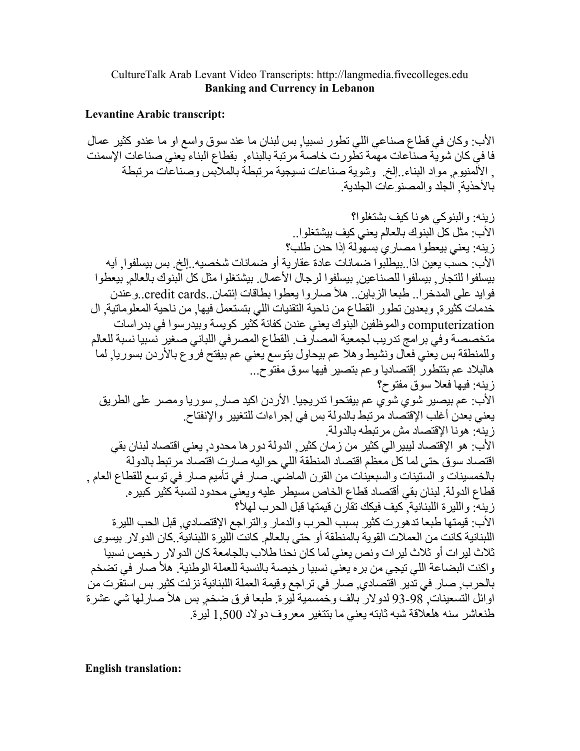CultureTalk Arab Levant Video Transcripts: http://langmedia.fivecolleges.edu
**Banking and Currency in Lebanon**

**Levantine Arabic transcript:**

الأب: وكان في قطاع صناعي اللي تطور نسبيا, بس لبنان ما عند سوق واسع او ما عندو كثير عمال فا في كان شوية صناعات مهمة تطورت خاصة مرتبة بالبناء, بقطاع البناء يعني صناعات الإسمنت , الألمنيوم, مواد البناء..إلخ. وشوية صناعات نسيجية مرتبطة بالملابس وصناعات مرتبطة بالأحذية, الجلد والمصنوعات الجلدية.

زينه: والبنوكي هونا كيف بشتغلوا؟
الأب: مثل كل البنوك بالعالم يعني كيف بيشتغلوا..
زينه: يعني بيعطوا مصاري بسهولة إذا حدن طلب؟
الأب: حسب يعين اذا..بيطلبوا ضمانات عادة عقارية أو ضمانات شخصيه..إلخ. بس بيسلفوا, آيه بيسلفوا للتجار, بيسلفوا للصناعين, بيسلفوا لرجال الأعمال. بيشتغلوا مثل كل البنوك بالعالم, بيعطوا فوايد على المدخرا.. طبعا الزباين.. هلأ صاروا يعطوا بطاقات إئتمان..credit cards..وعندن خدمات كثيرة, وبعدين تطور القطاع من ناحية التقنيات اللي بتستعمل فيها, من ناحية المعلوماتية, ال computerization والموظفين البنوك يعني عندن كفائة كثير كويسة وبيدرسوا في بدراسات متخصصة وفي برامج تدريب لجمعية المصارف. القطاع المصرفي اللباني صغير نسبيا نسبة للعالم وللمنطقة بس يعني فعال ونشيط وهلا عم بيحاول يتوسع يعني عم بيفتح فروع بالأردن بسوريا, لما هالبلاد عم بتتطور إقتصاديا وعم بتصير فيها سوق مفتوح...
زينه: فيها فعلا سوق مفتوح؟
الأب: عم بيصير شوي شوي عم بيفتحوا تدريجيا. الأردن اكيد صار, سوريا ومصر على الطريق يعني بعدن أغلب الإقتصاد مرتبط بالدولة بس في إجراءات للتغيير والإنفتاح.
زينه: هونا الإقتصاد مش مرتبطه بالدولة.
الأب: هو الإقتصاد ليبيرالي كثير من زمان كثير, الدولة دورها محدود, يعني اقتصاد لبنان بقي اقتصاد سوق حتى لما كل معظم اقتصاد المنطقة اللي حواليه صارت اقتصاد مرتبط بالدولة بالخمسينات و الستينات والسبعينات من القرن الماضي. صار في تأميم صار في توسع للقطاع العام , قطاع الدولة. لبنان بقي أقتصاد قطاع الخاص مسيطر عليه ويعني محدود لنسبة كثير كبيره.
زينه: والليرة اللبنانية, كيف فيكك تقارن قيمتها قبل الحرب لهلأ؟
الأب: قيمتها طبعا تدهورت كثير بسبب الحرب والدمار والتراجع الإقتصادي, قبل الحب الليرة اللبنانية كانت من العملات القوية بالمنطقة أو حتى بالعالم. كانت الليرة اللبنانية..كان الدولار بيسوى ثلاث ليرات أو ثلاث ليرات ونص يعني لما كان نحنا طلاب بالجامعة كان الدولار رخيص نسبيا واكنت البضاعة اللي تيجي من بره يعني نسبيا رخيصة بالنسبة للعملة الوطنية. هلأ صار في تضخم بالحرب, صار في تدير اقتصادي, صار في تراجع وقيمة العملة اللبنانية نزلت كثير بس استقرت من اوائل التسعينات, 98-93 لدولار بالف وخمسمية ليرة. طبعا فرق ضخم, بس هلأ صارلها شي عشرة طنعاشر سنه هلعلاقة شبه ثابته يعني ما بتتغير معروف دولاد 1,500 ليرة.

**English translation:**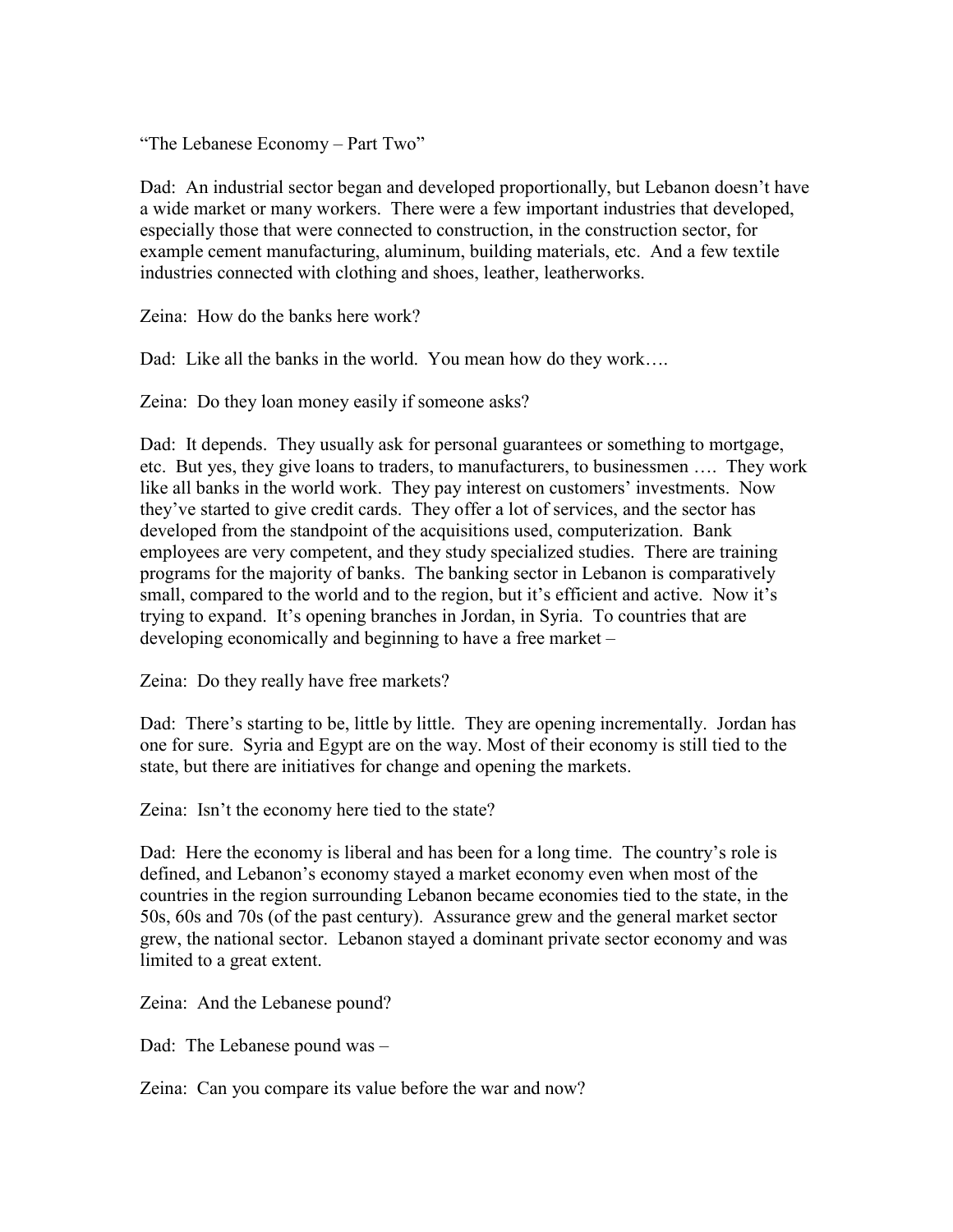"The Lebanese Economy – Part Two"

Dad: An industrial sector began and developed proportionally, but Lebanon doesn't have a wide market or many workers. There were a few important industries that developed, especially those that were connected to construction, in the construction sector, for example cement manufacturing, aluminum, building materials, etc. And a few textile industries connected with clothing and shoes, leather, leatherworks.

Zeina: How do the banks here work?

Dad: Like all the banks in the world. You mean how do they work….

Zeina: Do they loan money easily if someone asks?

Dad: It depends. They usually ask for personal guarantees or something to mortgage, etc. But yes, they give loans to traders, to manufacturers, to businessmen …. They work like all banks in the world work. They pay interest on customers' investments. Now they've started to give credit cards. They offer a lot of services, and the sector has developed from the standpoint of the acquisitions used, computerization. Bank employees are very competent, and they study specialized studies. There are training programs for the majority of banks. The banking sector in Lebanon is comparatively small, compared to the world and to the region, but it's efficient and active. Now it's trying to expand. It's opening branches in Jordan, in Syria. To countries that are developing economically and beginning to have a free market –

Zeina: Do they really have free markets?

Dad: There's starting to be, little by little. They are opening incrementally. Jordan has one for sure. Syria and Egypt are on the way. Most of their economy is still tied to the state, but there are initiatives for change and opening the markets.

Zeina: Isn't the economy here tied to the state?

Dad: Here the economy is liberal and has been for a long time. The country's role is defined, and Lebanon's economy stayed a market economy even when most of the countries in the region surrounding Lebanon became economies tied to the state, in the 50s, 60s and 70s (of the past century). Assurance grew and the general market sector grew, the national sector. Lebanon stayed a dominant private sector economy and was limited to a great extent.

Zeina: And the Lebanese pound?

Dad: The Lebanese pound was –

Zeina: Can you compare its value before the war and now?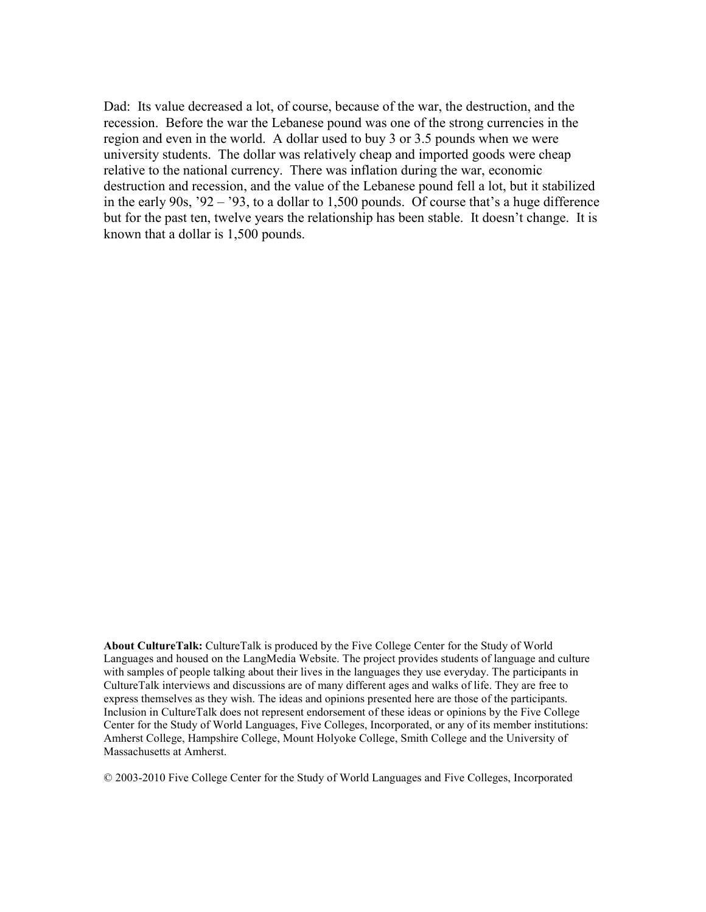Dad: Its value decreased a lot, of course, because of the war, the destruction, and the recession. Before the war the Lebanese pound was one of the strong currencies in the region and even in the world. A dollar used to buy 3 or 3.5 pounds when we were university students. The dollar was relatively cheap and imported goods were cheap relative to the national currency. There was inflation during the war, economic destruction and recession, and the value of the Lebanese pound fell a lot, but it stabilized in the early 90s, '92 – '93, to a dollar to 1,500 pounds. Of course that's a huge difference but for the past ten, twelve years the relationship has been stable. It doesn't change. It is known that a dollar is 1,500 pounds.

**About CultureTalk:** CultureTalk is produced by the Five College Center for the Study of World Languages and housed on the LangMedia Website. The project provides students of language and culture with samples of people talking about their lives in the languages they use everyday. The participants in CultureTalk interviews and discussions are of many different ages and walks of life. They are free to express themselves as they wish. The ideas and opinions presented here are those of the participants. Inclusion in CultureTalk does not represent endorsement of these ideas or opinions by the Five College Center for the Study of World Languages, Five Colleges, Incorporated, or any of its member institutions: Amherst College, Hampshire College, Mount Holyoke College, Smith College and the University of Massachusetts at Amherst.

© 2003-2010 Five College Center for the Study of World Languages and Five Colleges, Incorporated